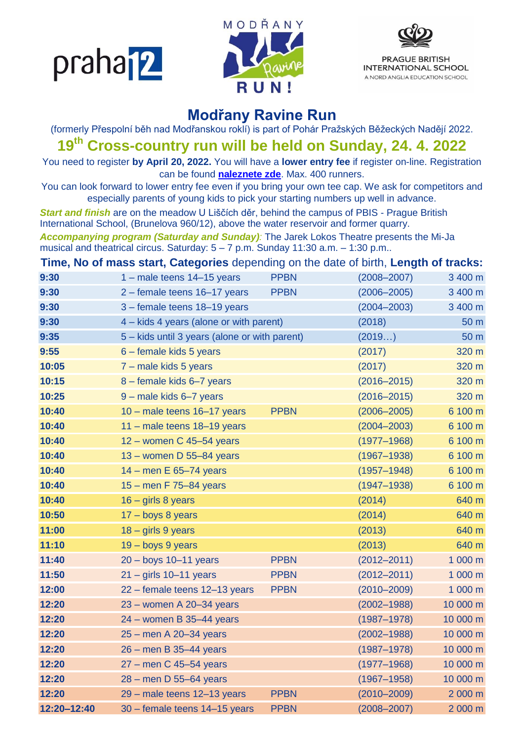praha 12

MODŘANY Ravine RUN!

PRAGUE BRITISH INTERNATIONAL SCHOOL
A NORD ANGLIA EDUCATION SCHOOL

# Modřany Ravine Run

(formerly Přespolní běh nad Modřanskou roklí) is part of Pohár Pražských Běžeckých Nadějí 2022.

## 19th Cross-country run will be held on Sunday, 24. 4. 2022

You need to register **by April 20, 2022.** You will have a **lower entry fee** if register on-line. Registration can be found **naleznete zde**. Max. 400 runners.

You can look forward to lower entry fee even if you bring your own tee cap. We ask for competitors and especially parents of young kids to pick your starting numbers up well in advance.

***Start and finish*** are on the meadow U Liščích děr, behind the campus of PBIS - Prague British International School, (Brunelova 960/12), above the water reservoir and former quarry.

***Accompanying program (Saturday and Sunday)***: The Jarek Lokos Theatre presents the Mi-Ja musical and theatrical circus. Saturday: 5 – 7 p.m. Sunday 11:30 a.m. – 1:30 p.m..

**Time, No of mass start, Categories** depending on the date of birth, **Length of tracks:**

| Time | No of mass start, Category | | Date of birth | Length |
|---|---|---|---|---|
| **9:30** | 1 – male teens 14–15 years | PPBN | (2008–2007) | 3 400 m |
| **9:30** | 2 – female teens 16–17 years | PPBN | (2006–2005) | 3 400 m |
| **9:30** | 3 – female teens 18–19 years | | (2004–2003) | 3 400 m |
| **9:30** | 4 – kids 4 years (alone or with parent) | | (2018) | 50 m |
| **9:35** | 5 – kids until 3 years (alone or with parent) | | (2019…) | 50 m |
| **9:55** | 6 – female kids 5 years | | (2017) | 320 m |
| **10:05** | 7 – male kids 5 years | | (2017) | 320 m |
| **10:15** | 8 – female kids 6–7 years | | (2016–2015) | 320 m |
| **10:25** | 9 – male kids 6–7 years | | (2016–2015) | 320 m |
| **10:40** | 10 – male teens 16–17 years | PPBN | (2006–2005) | 6 100 m |
| **10:40** | 11 – male teens 18–19 years | | (2004–2003) | 6 100 m |
| **10:40** | 12 – women C 45–54 years | | (1977–1968) | 6 100 m |
| **10:40** | 13 – women D 55–84 years | | (1967–1938) | 6 100 m |
| **10:40** | 14 – men E 65–74 years | | (1957–1948) | 6 100 m |
| **10:40** | 15 – men F 75–84 years | | (1947–1938) | 6 100 m |
| **10:40** | 16 – girls 8 years | | (2014) | 640 m |
| **10:50** | 17 – boys 8 years | | (2014) | 640 m |
| **11:00** | 18 – girls 9 years | | (2013) | 640 m |
| **11:10** | 19 – boys 9 years | | (2013) | 640 m |
| **11:40** | 20 – boys 10–11 years | PPBN | (2012–2011) | 1 000 m |
| **11:50** | 21 – girls 10–11 years | PPBN | (2012–2011) | 1 000 m |
| **12:00** | 22 – female teens 12–13 years | PPBN | (2010–2009) | 1 000 m |
| **12:20** | 23 – women A 20–34 years | | (2002–1988) | 10 000 m |
| **12:20** | 24 – women B 35–44 years | | (1987–1978) | 10 000 m |
| **12:20** | 25 – men A 20–34 years | | (2002–1988) | 10 000 m |
| **12:20** | 26 – men B 35–44 years | | (1987–1978) | 10 000 m |
| **12:20** | 27 – men C 45–54 years | | (1977–1968) | 10 000 m |
| **12:20** | 28 – men D 55–64 years | | (1967–1958) | 10 000 m |
| **12:20** | 29 – male teens 12–13 years | PPBN | (2010–2009) | 2 000 m |
| **12:20–12:40** | 30 – female teens 14–15 years | PPBN | (2008–2007) | 2 000 m |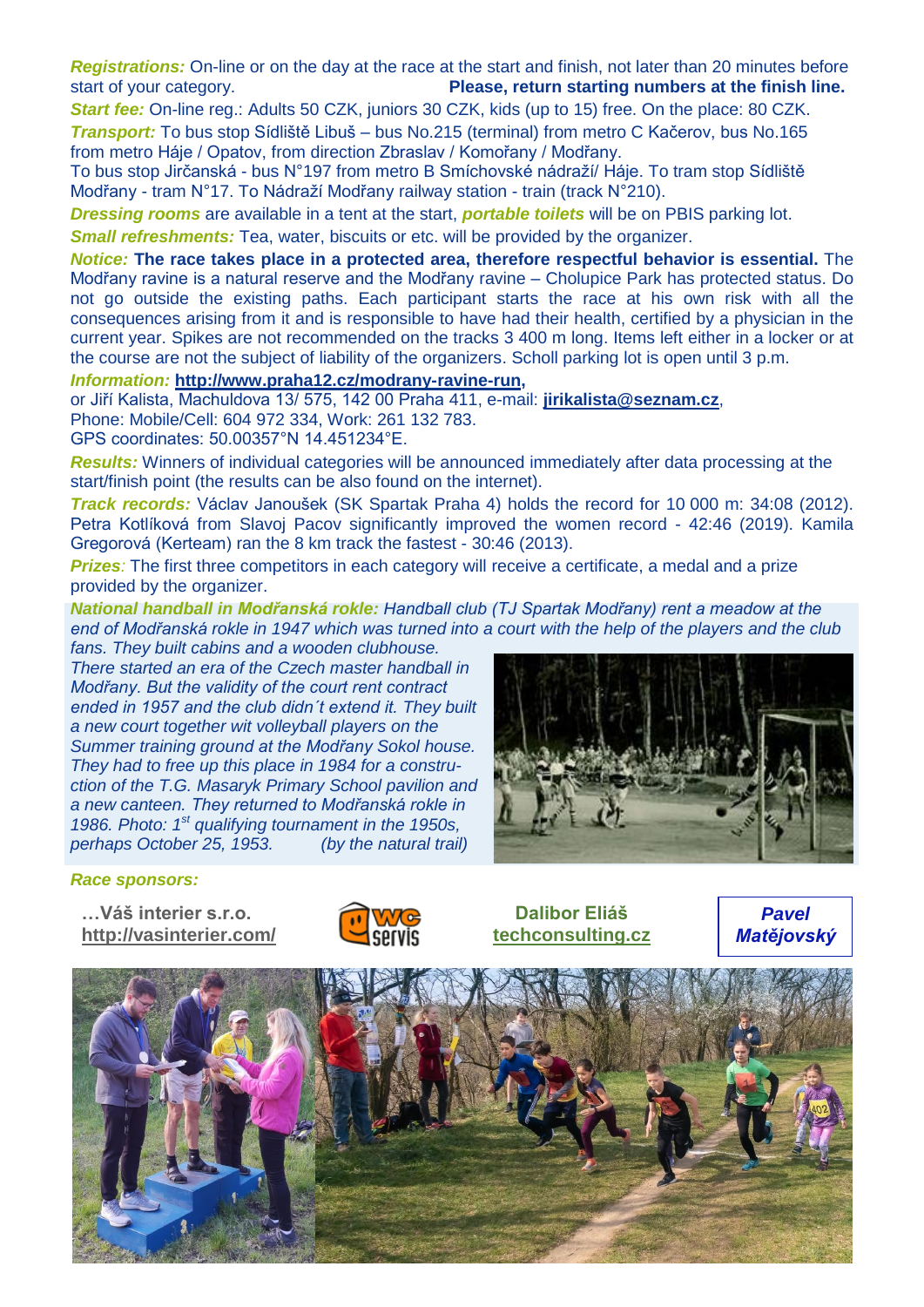***Registrations:*** On-line or on the day at the race at the start and finish, not later than 20 minutes before start of your category. **Please, return starting numbers at the finish line.**

***Start fee:*** On-line reg.: Adults 50 CZK, juniors 30 CZK, kids (up to 15) free. On the place: 80 CZK.

***Transport:*** To bus stop Sídliště Libuš – bus No.215 (terminal) from metro C Kačerov, bus No.165 from metro Háje / Opatov, from direction Zbraslav / Komořany / Modřany.
To bus stop Jirčanská - bus N°197 from metro B Smíchovské nádraží/ Háje. To tram stop Sídliště Modřany - tram N°17. To Nádraží Modřany railway station - train (track N°210).

***Dressing rooms*** are available in a tent at the start, ***portable toilets*** will be on PBIS parking lot.

***Small refreshments:*** Tea, water, biscuits or etc. will be provided by the organizer.

***Notice:*** **The race takes place in a protected area, therefore respectful behavior is essential.** The Modřany ravine is a natural reserve and the Modřany ravine – Cholupice Park has protected status. Do not go outside the existing paths. Each participant starts the race at his own risk with all the consequences arising from it and is responsible to have had their health, certified by a physician in the current year. Spikes are not recommended on the tracks 3 400 m long. Items left either in a locker or at the course are not the subject of liability of the organizers. Scholl parking lot is open until 3 p.m.

***Information:*** **http://www.praha12.cz/modrany-ravine-run,**
or Jiří Kalista, Machuldova 13/ 575, 142 00 Praha 411, e-mail: **jirikalista@seznam.cz**,
Phone: Mobile/Cell: 604 972 334, Work: 261 132 783.
GPS coordinates: 50.00357°N 14.451234°E.

***Results:*** Winners of individual categories will be announced immediately after data processing at the start/finish point (the results can be also found on the internet).

***Track records:*** Václav Janoušek (SK Spartak Praha 4) holds the record for 10 000 m: 34:08 (2012). Petra Kotlíková from Slavoj Pacov significantly improved the women record - 42:46 (2019). Kamila Gregorová (Kerteam) ran the 8 km track the fastest - 30:46 (2013).

***Prizes:*** The first three competitors in each category will receive a certificate, a medal and a prize provided by the organizer.

***National handball in Modřanská rokle:*** *Handball club (TJ Spartak Modřany) rent a meadow at the end of Modřanská rokle in 1947 which was turned into a court with the help of the players and the club fans. They built cabins and a wooden clubhouse. There started an era of the Czech master handball in Modřany. But the validity of the court rent contract ended in 1957 and the club didn´t extend it. They built a new court together wit volleyball players on the Summer training ground at the Modřany Sokol house. They had to free up this place in 1984 for a construction of the T.G. Masaryk Primary School pavilion and a new canteen. They returned to Modřanská rokle in 1986. Photo: 1st qualifying tournament in the 1950s, perhaps October 25, 1953. (by the natural trail)*

***Race sponsors:***

**…Váš interier s.r.o.**
**http://vasinterier.com/**

WC servis

**Dalibor Eliáš**
**techconsulting.cz**

***Pavel Matějovský***